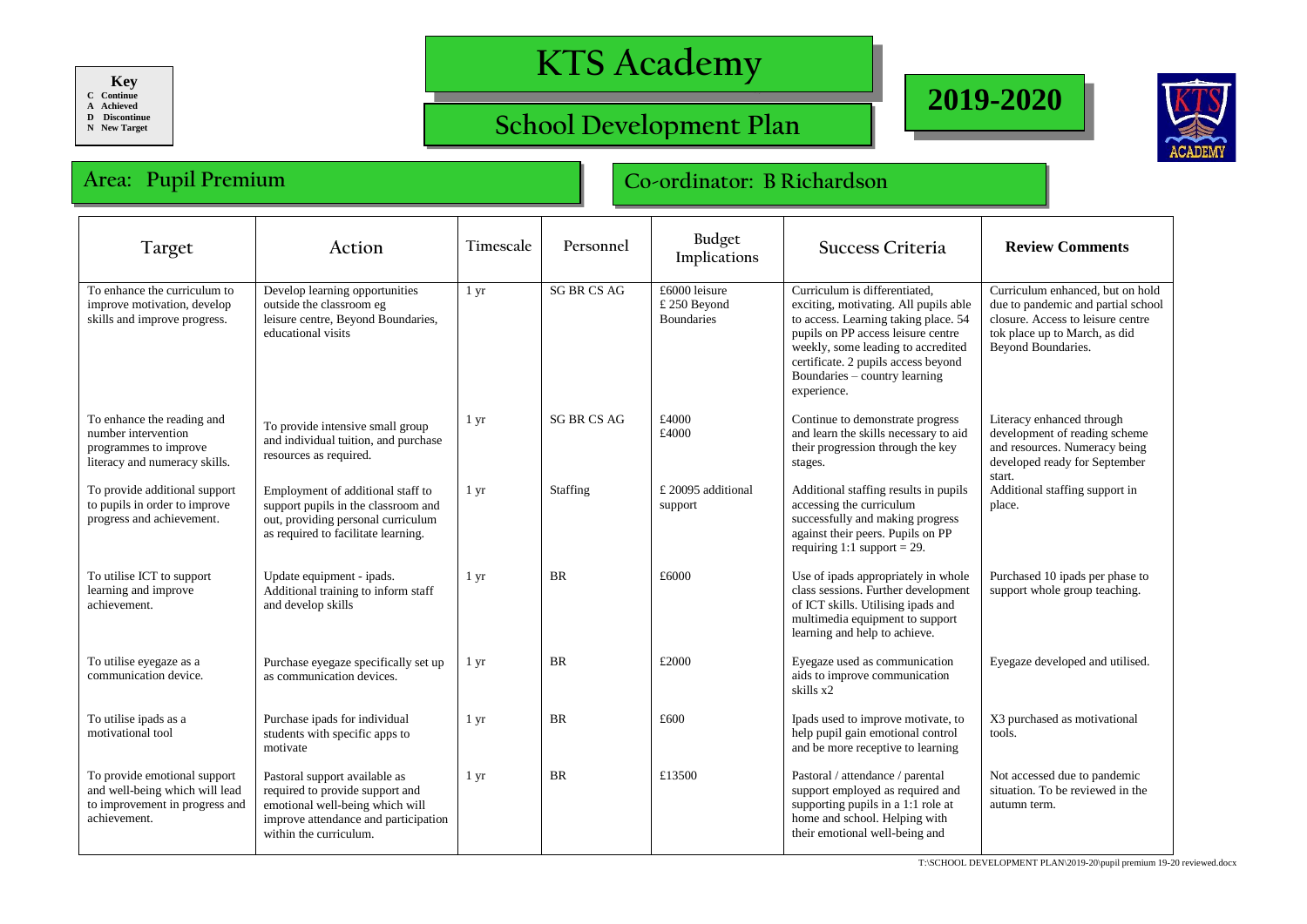**Key**
C Continue
A Achieved
D Discontinue
N New Target

# KTS Academy

## School Development Plan

## 2019-2020

### Area: Pupil Premium

### Co-ordinator: B Richardson

| Target | Action | Timescale | Personnel | Budget Implications | Success Criteria | Review Comments |
|---|---|---|---|---|---|---|
| To enhance the curriculum to improve motivation, develop skills and improve progress. | Develop learning opportunities outside the classroom eg leisure centre, Beyond Boundaries, educational visits | 1 yr | SG BR CS AG | £6000 leisure<br>£ 250 Beyond Boundaries | Curriculum is differentiated, exciting, motivating. All pupils able to access. Learning taking place. 54 pupils on PP access leisure centre weekly, some leading to accredited certificate. 2 pupils access beyond Boundaries – country learning experience. | Curriculum enhanced, but on hold due to pandemic and partial school closure. Access to leisure centre tok place up to March, as did Beyond Boundaries. |
| To enhance the reading and number intervention programmes to improve literacy and numeracy skills. | To provide intensive small group and individual tuition, and purchase resources as required. | 1 yr | SG BR CS AG | £4000<br>£4000 | Continue to demonstrate progress and learn the skills necessary to aid their progression through the key stages. | Literacy enhanced through development of reading scheme and resources. Numeracy being developed ready for September start. |
| To provide additional support to pupils in order to improve progress and achievement. | Employment of additional staff to support pupils in the classroom and out, providing personal curriculum as required to facilitate learning. | 1 yr | Staffing | £ 20095 additional support | Additional staffing results in pupils accessing the curriculum successfully and making progress against their peers. Pupils on PP requiring 1:1 support = 29. | Additional staffing support in place. |
| To utilise ICT to support learning and improve achievement. | Update equipment - ipads. Additional training to inform staff and develop skills | 1 yr | BR | £6000 | Use of ipads appropriately in whole class sessions. Further development of ICT skills. Utilising ipads and multimedia equipment to support learning and help to achieve. | Purchased 10 ipads per phase to support whole group teaching. |
| To utilise eyegaze as a communication device. | Purchase eyegaze specifically set up as communication devices. | 1 yr | BR | £2000 | Eyegaze used as communication aids to improve communication skills x2 | Eyegaze developed and utilised. |
| To utilise ipads as a motivational tool | Purchase ipads for individual students with specific apps to motivate | 1 yr | BR | £600 | Ipads used to improve motivate, to help pupil gain emotional control and be more receptive to learning | X3 purchased as motivational tools. |
| To provide emotional support and well-being which will lead to improvement in progress and achievement. | Pastoral support available as required to provide support and emotional well-being which will improve attendance and participation within the curriculum. | 1 yr | BR | £13500 | Pastoral / attendance / parental support employed as required and supporting pupils in a 1:1 role at home and school. Helping with their emotional well-being and | Not accessed due to pandemic situation. To be reviewed in the autumn term. |

T:\SCHOOL DEVELOPMENT PLAN\2019-20\pupil premium 19-20 reviewed.docx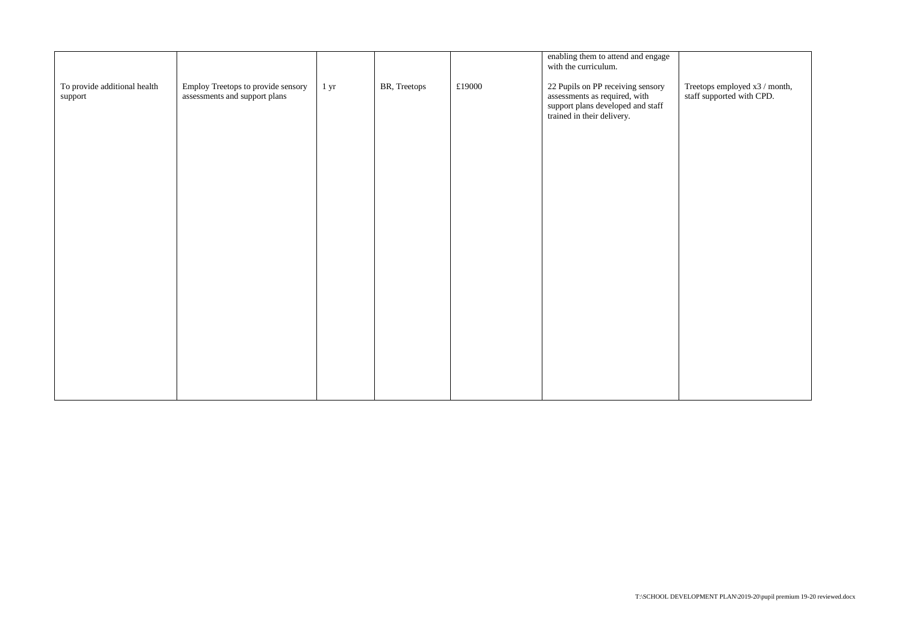| | | | | | | |
|---|---|---|---|---|---|---|
| | | | | | enabling them to attend and engage with the curriculum. | |
| To provide additional health support | Employ Treetops to provide sensory assessments and support plans | 1 yr | BR, Treetops | £19000 | 22 Pupils on PP receiving sensory assessments as required, with support plans developed and staff trained in their delivery. | Treetops employed x3 / month, staff supported with CPD. |

T:\SCHOOL DEVELOPMENT PLAN\2019-20\pupil premium 19-20 reviewed.docx